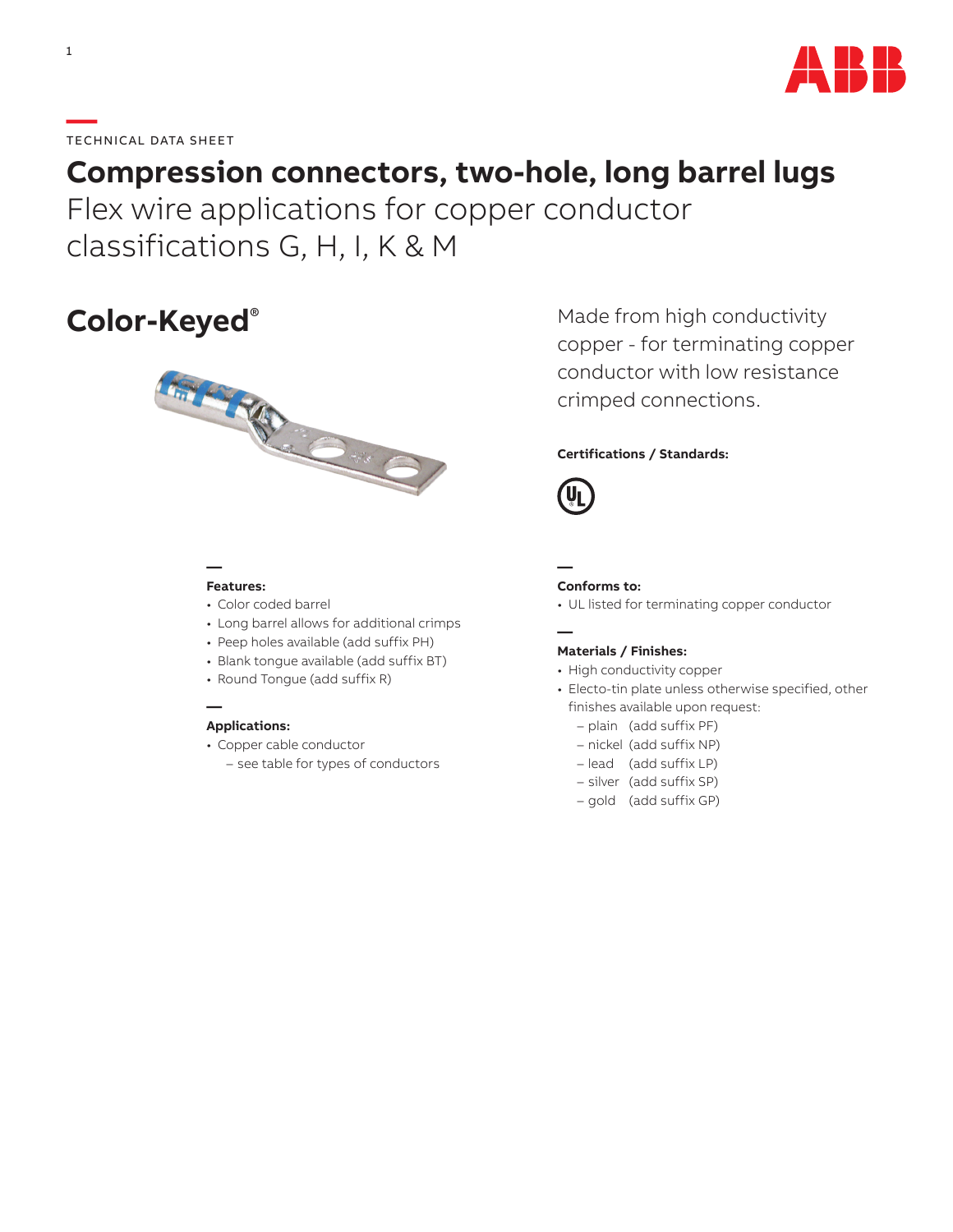TECHNICAL DATA SHEET

# Compression connectors, two-hole, long barrel lugs

Flex wire applications for copper conductor classifications G, H, I, K & M

## Color-Keyed®

Made from high conductivity copper - for terminating copper conductor with low resistance crimped connections.

**Certifications / Standards:**

**Features:**

- Color coded barrel
- Long barrel allows for additional crimps
- Peep holes available (add suffix PH)
- Blank tongue available (add suffix BT)
- Round Tongue (add suffix R)

**Applications:**

- Copper cable conductor
  - see table for types of conductors

**Conforms to:**

- UL listed for terminating copper conductor

**Materials / Finishes:**

- High conductivity copper
- Electo-tin plate unless otherwise specified, other finishes available upon request:
  - plain (add suffix PF)
  - nickel (add suffix NP)
  - lead (add suffix LP)
  - silver (add suffix SP)
  - gold (add suffix GP)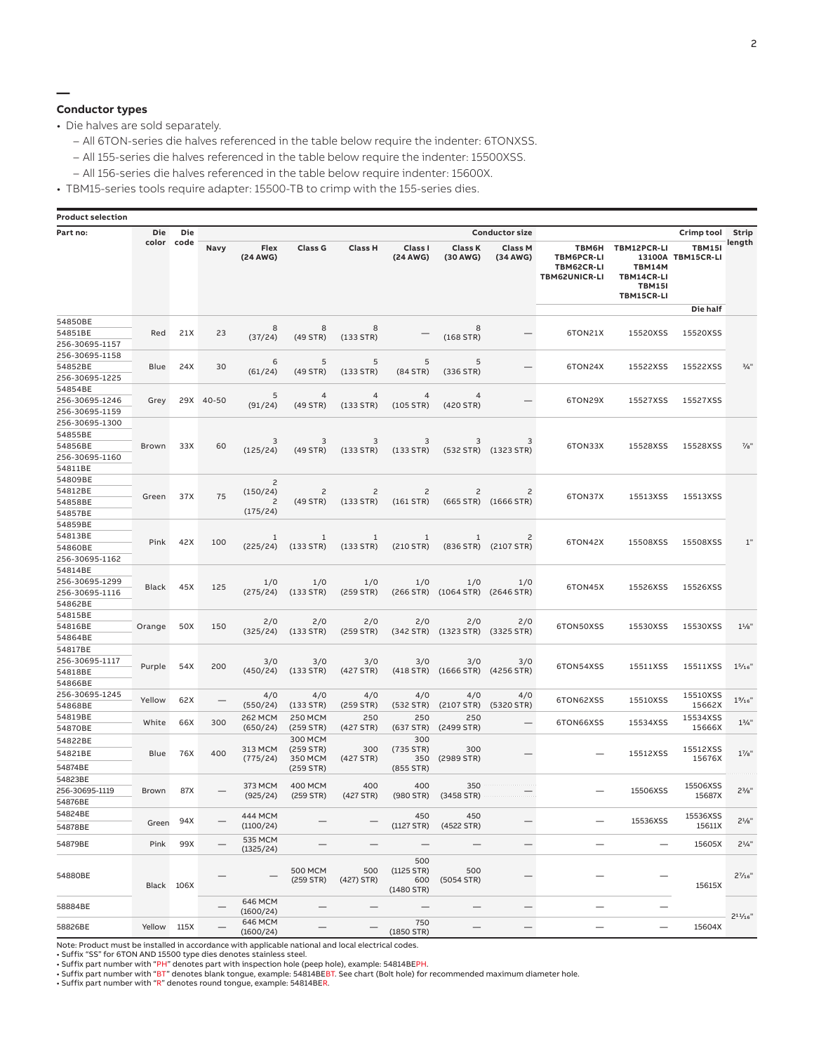## Conductor types

- Die halves are sold separately.
  - All 6TON-series die halves referenced in the table below require the indenter: 6TONXSS.
  - All 155-series die halves referenced in the table below require the indenter: 15500XSS.
  - All 156-series die halves referenced in the table below require indenter: 15600X.
- TBM15-series tools require adapter: 15500-TB to crimp with the 155-series dies.

**Product selection**

| Part no: | Die color | Die code | Conductor size | | | | | | | Crimp tool / Die half | | | Strip length |
|---|---|---|---|---|---|---|---|---|---|---|---|---|---|
| | | | Navy | Flex (24 AWG) | Class G | Class H | Class I (24 AWG) | Class K (30 AWG) | Class M (34 AWG) | TBM6H TBM6PCR-LI TBM62CR-LI TBM62UNICR-LI | TBM12PCR-LI 13100A TBM14M TBM14CR-LI TBM15I TBM15CR-LI | TBM15I TBM15CR-LI | |
| 54850BE 54851BE 256-30695-1157 | Red | 21X | 23 | 8 (37/24) | 8 (49 STR) | 8 (133 STR) | — | 8 (168 STR) | — | 6TON21X | 15520XSS | 15520XSS | ¾" |
| 256-30695-1158 54852BE 256-30695-1225 | Blue | 24X | 30 | 6 (61/24) | 5 (49 STR) | 5 (133 STR) | 5 (84 STR) | 5 (336 STR) | — | 6TON24X | 15522XSS | 15522XSS | ¾" |
| 54854BE 256-30695-1246 256-30695-1159 | Grey | 29X | 40-50 | 5 (91/24) | 4 (49 STR) | 4 (133 STR) | 4 (105 STR) | 4 (420 STR) | — | 6TON29X | 15527XSS | 15527XSS | ¾" |
| 256-30695-1300 54855BE 54856BE 256-30695-1160 54811BE | Brown | 33X | 60 | 3 (125/24) | 3 (49 STR) | 3 (133 STR) | 3 (133 STR) | 3 (532 STR) | 3 (1323 STR) | 6TON33X | 15528XSS | 15528XSS | ⅞" |
| 54809BE 54812BE 54858BE 54857BE | Green | 37X | 75 | 2 (150/24) 2 (175/24) | 2 (49 STR) | 2 (133 STR) | 2 (161 STR) | 2 (665 STR) | 2 (1666 STR) | 6TON37X | 15513XSS | 15513XSS | ⅞" |
| 54859BE 54813BE 54860BE 256-30695-1162 | Pink | 42X | 100 | 1 (225/24) | 1 (133 STR) | 1 (133 STR) | 1 (210 STR) | 1 (836 STR) | 2 (2107 STR) | 6TON42X | 15508XSS | 15508XSS | 1" |
| 54814BE 256-30695-1299 256-30695-1116 54862BE | Black | 45X | 125 | 1/0 (275/24) | 1/0 (133 STR) | 1/0 (259 STR) | 1/0 (266 STR) | 1/0 (1064 STR) | 1/0 (2646 STR) | 6TON45X | 15526XSS | 15526XSS | 1" |
| 54815BE 54816BE 54864BE | Orange | 50X | 150 | 2/0 (325/24) | 2/0 (133 STR) | 2/0 (259 STR) | 2/0 (342 STR) | 2/0 (1323 STR) | 2/0 (3325 STR) | 6TON50XSS | 15530XSS | 15530XSS | 1⅛" |
| 54817BE 256-30695-1117 54818BE 54866BE | Purple | 54X | 200 | 3/0 (450/24) | 3/0 (133 STR) | 3/0 (427 STR) | 3/0 (418 STR) | 3/0 (1666 STR) | 3/0 (4256 STR) | 6TON54XSS | 15511XSS | 15511XSS | 1⁵⁄₁₆" |
| 256-30695-1245 54868BE | Yellow | 62X | — | 4/0 (550/24) | 4/0 (133 STR) | 4/0 (259 STR) | 4/0 (532 STR) | 4/0 (2107 STR) | 4/0 (5320 STR) | 6TON62XSS | 15510XSS | 15510XSS 15662X | 1⁹⁄₁₆" |
| 54819BE 54870BE | White | 66X | 300 | 262 MCM (650/24) | 250 MCM (259 STR) | 250 (427 STR) | 250 (637 STR) | 250 (2499 STR) | — | 6TON66XSS | 15534XSS | 15534XSS 15666X | 1¾" |
| 54822BE 54821BE 54874BE | Blue | 76X | 400 | 313 MCM (775/24) | 300 MCM (259 STR) 350 MCM (259 STR) | 300 (427 STR) | 300 (735 STR) 350 (855 STR) | 300 (2989 STR) | — | — | 15512XSS | 15512XSS 15676X | 1⅞" |
| 54823BE 256-30695-1119 54876BE | Brown | 87X | — | 373 MCM (925/24) | 400 MCM (259 STR) | 400 (427 STR) | 400 (980 STR) | 350 (3458 STR) | — | — | 15506XSS | 15506XSS 15687X | 2⅜" |
| 54824BE 54878BE | Green | 94X | — | 444 MCM (1100/24) | — | — | 450 (1127 STR) | 450 (4522 STR) | — | — | 15536XSS | 15536XSS 15611X | 2⅛" |
| 54879BE | Pink | 99X | — | 535 MCM (1325/24) | — | — | — | — | — | — | — | 15605X | 2¼" |
| 54880BE | Black | 106X | — | — | 500 MCM (259 STR) | 500 (427 STR) | 500 (1125 STR) 600 (1480 STR) | 500 (5054 STR) | — | — | — | 15615X | 2⁷⁄₁₆" |
| 58884BE | | | — | 646 MCM (1600/24) | — | — | — | — | — | — | — | | 2¹¹⁄₁₆" |
| 58826BE | Yellow | 115X | — | 646 MCM (1600/24) | — | — | 750 (1850 STR) | — | — | — | — | 15604X | 2¹¹⁄₁₆" |

Note: Product must be installed in accordance with applicable national and local electrical codes.
- Suffix "SS" for 6TON AND 15500 type dies denotes stainless steel.
- Suffix part number with "PH" denotes part with inspection hole (peep hole), example: 54814BEPH.
- Suffix part number with "BT" denotes blank tongue, example: 54814BEBT. See chart (Bolt hole) for recommended maximum diameter hole.
- Suffix part number with "R" denotes round tongue, example: 54814BER.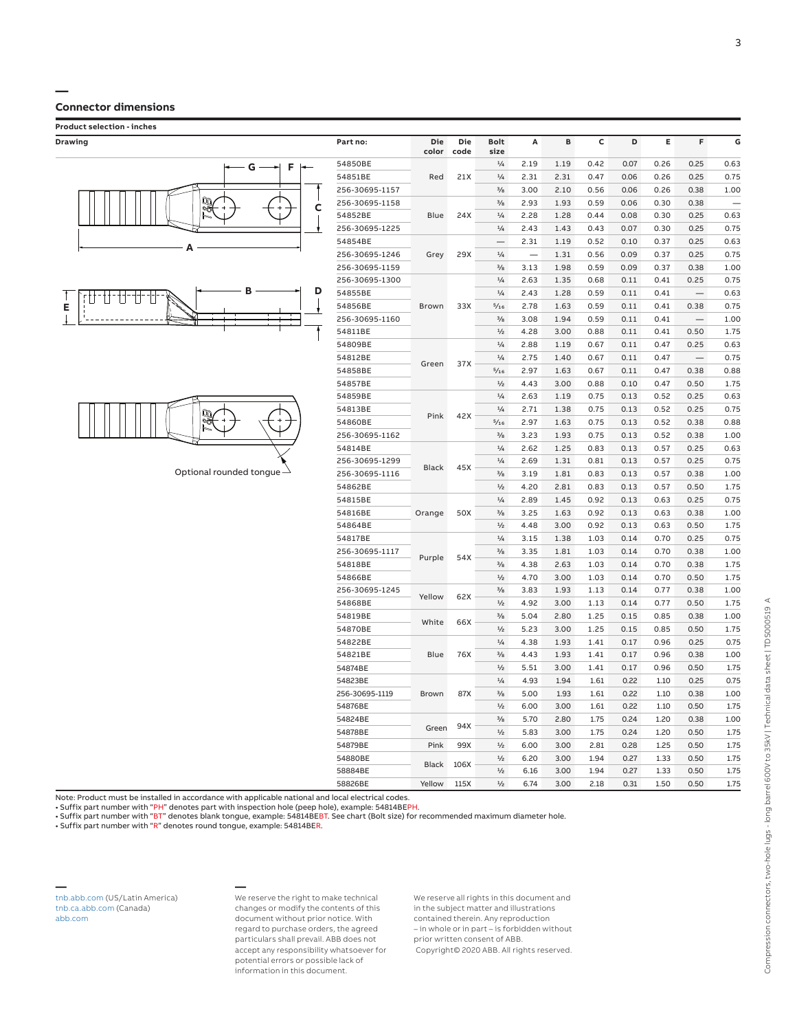## Connector dimensions

**Product selection - inches**

**Drawing**

G F C A B D E

Optional rounded tongue

| Part no: | Die color | Die code | Bolt size | A | B | C | D | E | F | G |
|---|---|---|---|---|---|---|---|---|---|---|
| 54850BE | Red | 21X | ¼ | 2.19 | 1.19 | 0.42 | 0.07 | 0.26 | 0.25 | 0.63 |
| 54851BE | | | ¼ | 2.31 | 2.31 | 0.47 | 0.06 | 0.26 | 0.25 | 0.75 |
| 256-30695-1157 | | | ⅜ | 3.00 | 2.10 | 0.56 | 0.06 | 0.26 | 0.38 | 1.00 |
| 256-30695-1158 | Blue | 24X | ⅜ | 2.93 | 1.93 | 0.59 | 0.06 | 0.30 | 0.38 | — |
| 54852BE | | | ¼ | 2.28 | 1.28 | 0.44 | 0.08 | 0.30 | 0.25 | 0.63 |
| 256-30695-1225 | | | ¼ | 2.43 | 1.43 | 0.43 | 0.07 | 0.30 | 0.25 | 0.75 |
| 54854BE | Grey | 29X | — | 2.31 | 1.19 | 0.52 | 0.10 | 0.37 | 0.25 | 0.63 |
| 256-30695-1246 | | | ¼ | — | 1.31 | 0.56 | 0.09 | 0.37 | 0.25 | 0.75 |
| 256-30695-1159 | | | ⅜ | 3.13 | 1.98 | 0.59 | 0.09 | 0.37 | 0.38 | 1.00 |
| 256-30695-1300 | Brown | 33X | ¼ | 2.63 | 1.35 | 0.68 | 0.11 | 0.41 | 0.25 | 0.75 |
| 54855BE | | | ¼ | 2.43 | 1.28 | 0.59 | 0.11 | 0.41 | — | 0.63 |
| 54856BE | | | 5/16 | 2.78 | 1.63 | 0.59 | 0.11 | 0.41 | 0.38 | 0.75 |
| 256-30695-1160 | | | ⅜ | 3.08 | 1.94 | 0.59 | 0.11 | 0.41 | — | 1.00 |
| 54811BE | | | ½ | 4.28 | 3.00 | 0.88 | 0.11 | 0.41 | 0.50 | 1.75 |
| 54809BE | Green | 37X | ¼ | 2.88 | 1.19 | 0.67 | 0.11 | 0.47 | 0.25 | 0.63 |
| 54812BE | | | ¼ | 2.75 | 1.40 | 0.67 | 0.11 | 0.47 | — | 0.75 |
| 54858BE | | | 5/16 | 2.97 | 1.63 | 0.67 | 0.11 | 0.47 | 0.38 | 0.88 |
| 54857BE | | | ½ | 4.43 | 3.00 | 0.88 | 0.10 | 0.47 | 0.50 | 1.75 |
| 54859BE | Pink | 42X | ¼ | 2.63 | 1.19 | 0.75 | 0.13 | 0.52 | 0.25 | 0.63 |
| 54813BE | | | ¼ | 2.71 | 1.38 | 0.75 | 0.13 | 0.52 | 0.25 | 0.75 |
| 54860BE | | | 5/16 | 2.97 | 1.63 | 0.75 | 0.13 | 0.52 | 0.38 | 0.88 |
| 256-30695-1162 | | | ⅜ | 3.23 | 1.93 | 0.75 | 0.13 | 0.52 | 0.38 | 1.00 |
| 54814BE | Black | 45X | ¼ | 2.62 | 1.25 | 0.83 | 0.13 | 0.57 | 0.25 | 0.63 |
| 256-30695-1299 | | | ¼ | 2.69 | 1.31 | 0.81 | 0.13 | 0.57 | 0.25 | 0.75 |
| 256-30695-1116 | | | ⅜ | 3.19 | 1.81 | 0.83 | 0.13 | 0.57 | 0.38 | 1.00 |
| 54862BE | | | ½ | 4.20 | 2.81 | 0.83 | 0.13 | 0.57 | 0.50 | 1.75 |
| 54815BE | Orange | 50X | ¼ | 2.89 | 1.45 | 0.92 | 0.13 | 0.63 | 0.25 | 0.75 |
| 54816BE | | | ⅜ | 3.25 | 1.63 | 0.92 | 0.13 | 0.63 | 0.38 | 1.00 |
| 54864BE | | | ½ | 4.48 | 3.00 | 0.92 | 0.13 | 0.63 | 0.50 | 1.75 |
| 54817BE | Purple | 54X | ¼ | 3.15 | 1.38 | 1.03 | 0.14 | 0.70 | 0.25 | 0.75 |
| 256-30695-1117 | | | ⅜ | 3.35 | 1.81 | 1.03 | 0.14 | 0.70 | 0.38 | 1.00 |
| 54818BE | | | ⅜ | 4.38 | 2.63 | 1.03 | 0.14 | 0.70 | 0.38 | 1.75 |
| 54866BE | | | ½ | 4.70 | 3.00 | 1.03 | 0.14 | 0.70 | 0.50 | 1.75 |
| 256-30695-1245 | Yellow | 62X | ⅜ | 3.83 | 1.93 | 1.13 | 0.14 | 0.77 | 0.38 | 1.00 |
| 54868BE | | | ½ | 4.92 | 3.00 | 1.13 | 0.14 | 0.77 | 0.50 | 1.75 |
| 54819BE | White | 66X | ⅜ | 5.04 | 2.80 | 1.25 | 0.15 | 0.85 | 0.38 | 1.00 |
| 54870BE | | | ½ | 5.23 | 3.00 | 1.25 | 0.15 | 0.85 | 0.50 | 1.75 |
| 54822BE | Blue | 76X | ¼ | 4.38 | 1.93 | 1.41 | 0.17 | 0.96 | 0.25 | 0.75 |
| 54821BE | | | ⅜ | 4.43 | 1.93 | 1.41 | 0.17 | 0.96 | 0.38 | 1.00 |
| 54874BE | | | ½ | 5.51 | 3.00 | 1.41 | 0.17 | 0.96 | 0.50 | 1.75 |
| 54823BE | Brown | 87X | ¼ | 4.93 | 1.94 | 1.61 | 0.22 | 1.10 | 0.25 | 0.75 |
| 256-30695-1119 | | | ⅜ | 5.00 | 1.93 | 1.61 | 0.22 | 1.10 | 0.38 | 1.00 |
| 54876BE | | | ½ | 6.00 | 3.00 | 1.61 | 0.22 | 1.10 | 0.50 | 1.75 |
| 54824BE | Green | 94X | ⅜ | 5.70 | 2.80 | 1.75 | 0.24 | 1.20 | 0.38 | 1.00 |
| 54878BE | | | ½ | 5.83 | 3.00 | 1.75 | 0.24 | 1.20 | 0.50 | 1.75 |
| 54879BE | Pink | 99X | ½ | 6.00 | 3.00 | 2.81 | 0.28 | 1.25 | 0.50 | 1.75 |
| 54880BE | Black | 106X | ½ | 6.20 | 3.00 | 1.94 | 0.27 | 1.33 | 0.50 | 1.75 |
| 58884BE | | | ½ | 6.16 | 3.00 | 1.94 | 0.27 | 1.33 | 0.50 | 1.75 |
| 58826BE | Yellow | 115X | ½ | 6.74 | 3.00 | 2.18 | 0.31 | 1.50 | 0.50 | 1.75 |

Note: Product must be installed in accordance with applicable national and local electrical codes.

- Suffix part number with "PH" denotes part with inspection hole (peep hole), example: 54814BEPH.
- Suffix part number with "BT" denotes blank tongue, example: 54814BEBT. See chart (Bolt size) for recommended maximum diameter hole.
- Suffix part number with "R" denotes round tongue, example: 54814BER.

tnb.abb.com (US/Latin America)
tnb.ca.abb.com (Canada)
abb.com

We reserve the right to make technical changes or modify the contents of this document without prior notice. With regard to purchase orders, the agreed particulars shall prevail. ABB does not accept any responsibility whatsoever for potential errors or possible lack of information in this document.

We reserve all rights in this document and in the subject matter and illustrations contained therein. Any reproduction – in whole or in part – is forbidden without prior written consent of ABB.
Copyright© 2020 ABB. All rights reserved.